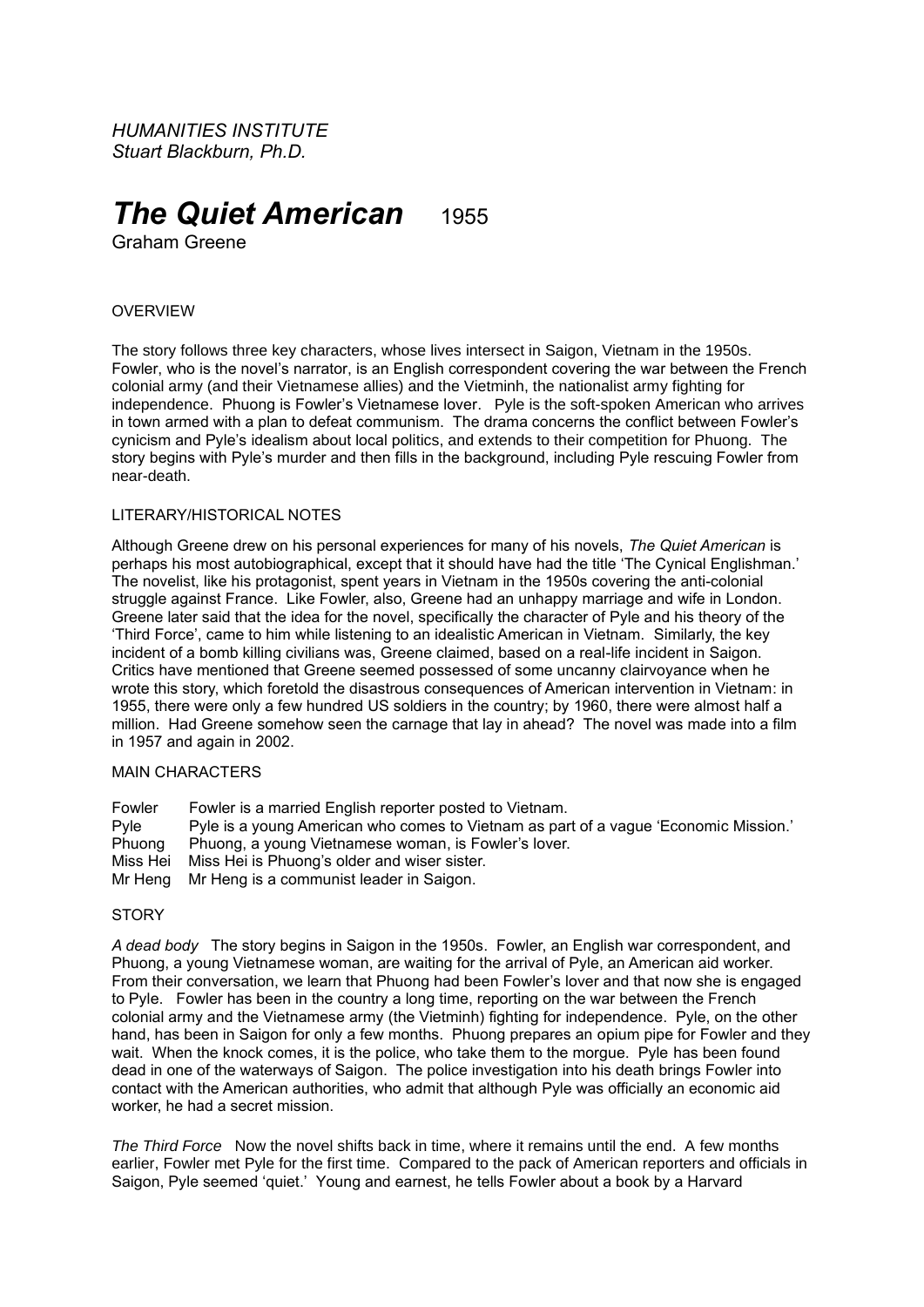*HUMANITIES INSTITUTE*
*Stuart Blackburn, Ph.D.*

# *The Quiet American* 1955

Graham Greene

OVERVIEW

The story follows three key characters, whose lives intersect in Saigon, Vietnam in the 1950s. Fowler, who is the novel's narrator, is an English correspondent covering the war between the French colonial army (and their Vietnamese allies) and the Vietminh, the nationalist army fighting for independence. Phuong is Fowler's Vietnamese lover. Pyle is the soft-spoken American who arrives in town armed with a plan to defeat communism. The drama concerns the conflict between Fowler's cynicism and Pyle's idealism about local politics, and extends to their competition for Phuong. The story begins with Pyle's murder and then fills in the background, including Pyle rescuing Fowler from near-death.

LITERARY/HISTORICAL NOTES

Although Greene drew on his personal experiences for many of his novels, *The Quiet American* is perhaps his most autobiographical, except that it should have had the title 'The Cynical Englishman.' The novelist, like his protagonist, spent years in Vietnam in the 1950s covering the anti-colonial struggle against France. Like Fowler, also, Greene had an unhappy marriage and wife in London. Greene later said that the idea for the novel, specifically the character of Pyle and his theory of the 'Third Force', came to him while listening to an idealistic American in Vietnam. Similarly, the key incident of a bomb killing civilians was, Greene claimed, based on a real-life incident in Saigon. Critics have mentioned that Greene seemed possessed of some uncanny clairvoyance when he wrote this story, which foretold the disastrous consequences of American intervention in Vietnam: in 1955, there were only a few hundred US soldiers in the country; by 1960, there were almost half a million. Had Greene somehow seen the carnage that lay in ahead? The novel was made into a film in 1957 and again in 2002.

MAIN CHARACTERS

Fowler Fowler is a married English reporter posted to Vietnam.
Pyle Pyle is a young American who comes to Vietnam as part of a vague 'Economic Mission.'
Phuong Phuong, a young Vietnamese woman, is Fowler's lover.
Miss Hei Miss Hei is Phuong's older and wiser sister.
Mr Heng Mr Heng is a communist leader in Saigon.

STORY

*A dead body* The story begins in Saigon in the 1950s. Fowler, an English war correspondent, and Phuong, a young Vietnamese woman, are waiting for the arrival of Pyle, an American aid worker. From their conversation, we learn that Phuong had been Fowler's lover and that now she is engaged to Pyle. Fowler has been in the country a long time, reporting on the war between the French colonial army and the Vietnamese army (the Vietminh) fighting for independence. Pyle, on the other hand, has been in Saigon for only a few months. Phuong prepares an opium pipe for Fowler and they wait. When the knock comes, it is the police, who take them to the morgue. Pyle has been found dead in one of the waterways of Saigon. The police investigation into his death brings Fowler into contact with the American authorities, who admit that although Pyle was officially an economic aid worker, he had a secret mission.

*The Third Force* Now the novel shifts back in time, where it remains until the end. A few months earlier, Fowler met Pyle for the first time. Compared to the pack of American reporters and officials in Saigon, Pyle seemed 'quiet.' Young and earnest, he tells Fowler about a book by a Harvard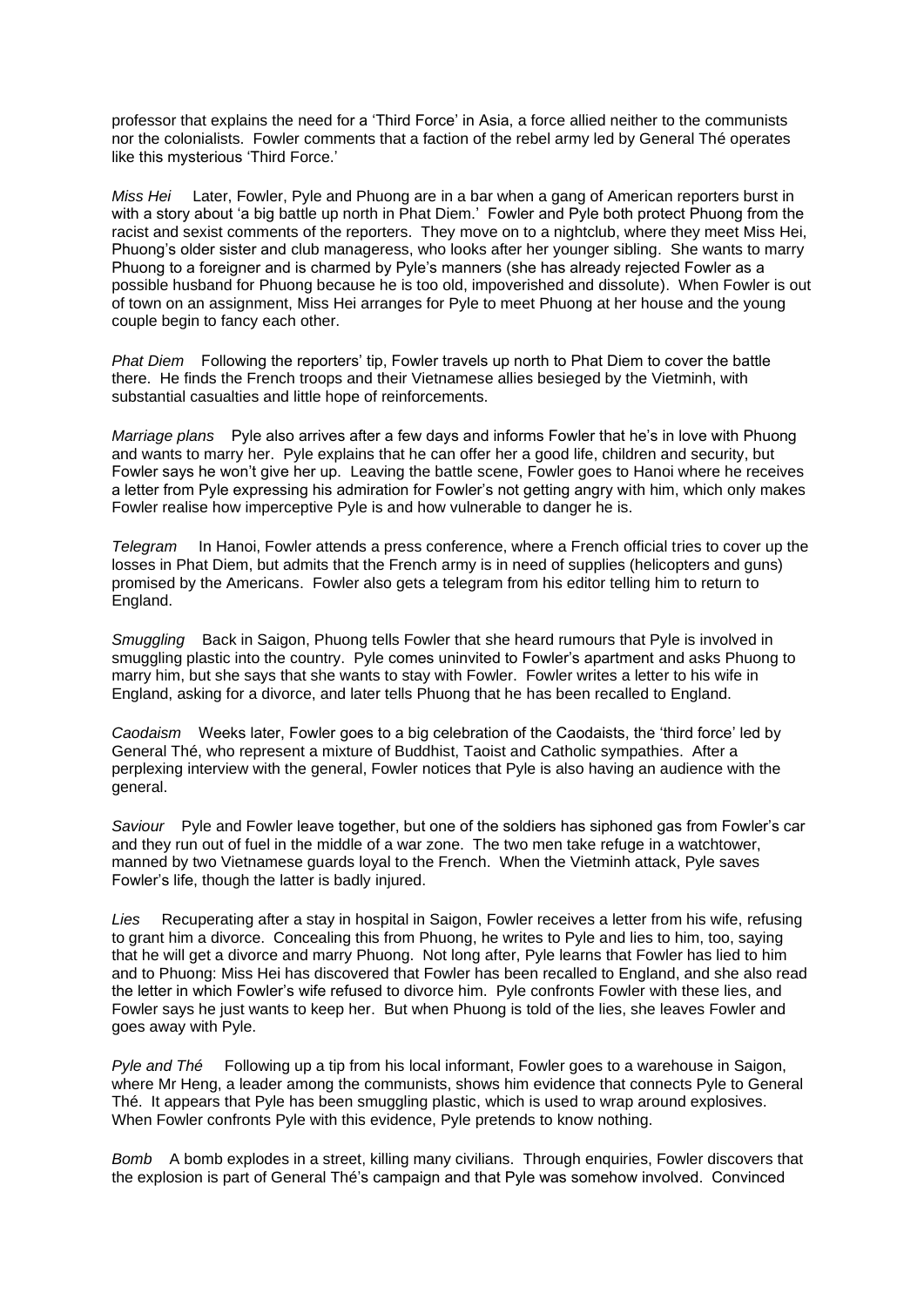professor that explains the need for a 'Third Force' in Asia, a force allied neither to the communists nor the colonialists. Fowler comments that a faction of the rebel army led by General Thé operates like this mysterious 'Third Force.'

*Miss Hei* Later, Fowler, Pyle and Phuong are in a bar when a gang of American reporters burst in with a story about 'a big battle up north in Phat Diem.' Fowler and Pyle both protect Phuong from the racist and sexist comments of the reporters. They move on to a nightclub, where they meet Miss Hei, Phuong's older sister and club manageress, who looks after her younger sibling. She wants to marry Phuong to a foreigner and is charmed by Pyle's manners (she has already rejected Fowler as a possible husband for Phuong because he is too old, impoverished and dissolute). When Fowler is out of town on an assignment, Miss Hei arranges for Pyle to meet Phuong at her house and the young couple begin to fancy each other.

*Phat Diem* Following the reporters' tip, Fowler travels up north to Phat Diem to cover the battle there. He finds the French troops and their Vietnamese allies besieged by the Vietminh, with substantial casualties and little hope of reinforcements.

*Marriage plans* Pyle also arrives after a few days and informs Fowler that he's in love with Phuong and wants to marry her. Pyle explains that he can offer her a good life, children and security, but Fowler says he won't give her up. Leaving the battle scene, Fowler goes to Hanoi where he receives a letter from Pyle expressing his admiration for Fowler's not getting angry with him, which only makes Fowler realise how imperceptive Pyle is and how vulnerable to danger he is.

*Telegram* In Hanoi, Fowler attends a press conference, where a French official tries to cover up the losses in Phat Diem, but admits that the French army is in need of supplies (helicopters and guns) promised by the Americans. Fowler also gets a telegram from his editor telling him to return to England.

*Smuggling* Back in Saigon, Phuong tells Fowler that she heard rumours that Pyle is involved in smuggling plastic into the country. Pyle comes uninvited to Fowler's apartment and asks Phuong to marry him, but she says that she wants to stay with Fowler. Fowler writes a letter to his wife in England, asking for a divorce, and later tells Phuong that he has been recalled to England.

*Caodaism* Weeks later, Fowler goes to a big celebration of the Caodaists, the 'third force' led by General Thé, who represent a mixture of Buddhist, Taoist and Catholic sympathies. After a perplexing interview with the general, Fowler notices that Pyle is also having an audience with the general.

*Saviour* Pyle and Fowler leave together, but one of the soldiers has siphoned gas from Fowler's car and they run out of fuel in the middle of a war zone. The two men take refuge in a watchtower, manned by two Vietnamese guards loyal to the French. When the Vietminh attack, Pyle saves Fowler's life, though the latter is badly injured.

*Lies* Recuperating after a stay in hospital in Saigon, Fowler receives a letter from his wife, refusing to grant him a divorce. Concealing this from Phuong, he writes to Pyle and lies to him, too, saying that he will get a divorce and marry Phuong. Not long after, Pyle learns that Fowler has lied to him and to Phuong: Miss Hei has discovered that Fowler has been recalled to England, and she also read the letter in which Fowler's wife refused to divorce him. Pyle confronts Fowler with these lies, and Fowler says he just wants to keep her. But when Phuong is told of the lies, she leaves Fowler and goes away with Pyle.

*Pyle and Thé* Following up a tip from his local informant, Fowler goes to a warehouse in Saigon, where Mr Heng, a leader among the communists, shows him evidence that connects Pyle to General Thé. It appears that Pyle has been smuggling plastic, which is used to wrap around explosives. When Fowler confronts Pyle with this evidence, Pyle pretends to know nothing.

*Bomb* A bomb explodes in a street, killing many civilians. Through enquiries, Fowler discovers that the explosion is part of General Thé's campaign and that Pyle was somehow involved. Convinced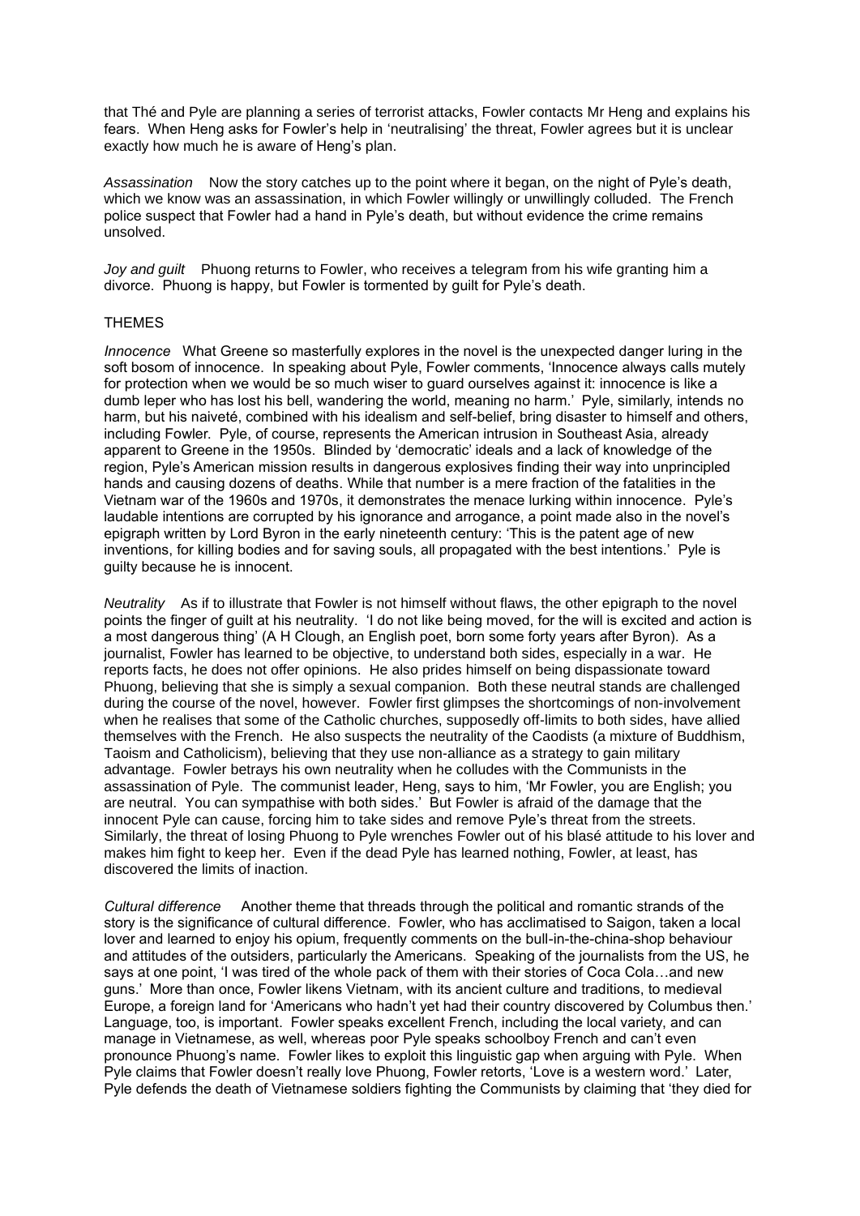that Thé and Pyle are planning a series of terrorist attacks, Fowler contacts Mr Heng and explains his fears. When Heng asks for Fowler's help in 'neutralising' the threat, Fowler agrees but it is unclear exactly how much he is aware of Heng's plan.

*Assassination* Now the story catches up to the point where it began, on the night of Pyle's death, which we know was an assassination, in which Fowler willingly or unwillingly colluded. The French police suspect that Fowler had a hand in Pyle's death, but without evidence the crime remains unsolved.

*Joy and guilt* Phuong returns to Fowler, who receives a telegram from his wife granting him a divorce. Phuong is happy, but Fowler is tormented by guilt for Pyle's death.

THEMES

*Innocence* What Greene so masterfully explores in the novel is the unexpected danger luring in the soft bosom of innocence. In speaking about Pyle, Fowler comments, 'Innocence always calls mutely for protection when we would be so much wiser to guard ourselves against it: innocence is like a dumb leper who has lost his bell, wandering the world, meaning no harm.' Pyle, similarly, intends no harm, but his naiveté, combined with his idealism and self-belief, bring disaster to himself and others, including Fowler. Pyle, of course, represents the American intrusion in Southeast Asia, already apparent to Greene in the 1950s. Blinded by 'democratic' ideals and a lack of knowledge of the region, Pyle's American mission results in dangerous explosives finding their way into unprincipled hands and causing dozens of deaths. While that number is a mere fraction of the fatalities in the Vietnam war of the 1960s and 1970s, it demonstrates the menace lurking within innocence. Pyle's laudable intentions are corrupted by his ignorance and arrogance, a point made also in the novel's epigraph written by Lord Byron in the early nineteenth century: 'This is the patent age of new inventions, for killing bodies and for saving souls, all propagated with the best intentions.' Pyle is guilty because he is innocent.

*Neutrality* As if to illustrate that Fowler is not himself without flaws, the other epigraph to the novel points the finger of guilt at his neutrality. 'I do not like being moved, for the will is excited and action is a most dangerous thing' (A H Clough, an English poet, born some forty years after Byron). As a journalist, Fowler has learned to be objective, to understand both sides, especially in a war. He reports facts, he does not offer opinions. He also prides himself on being dispassionate toward Phuong, believing that she is simply a sexual companion. Both these neutral stands are challenged during the course of the novel, however. Fowler first glimpses the shortcomings of non-involvement when he realises that some of the Catholic churches, supposedly off-limits to both sides, have allied themselves with the French. He also suspects the neutrality of the Caodists (a mixture of Buddhism, Taoism and Catholicism), believing that they use non-alliance as a strategy to gain military advantage. Fowler betrays his own neutrality when he colludes with the Communists in the assassination of Pyle. The communist leader, Heng, says to him, 'Mr Fowler, you are English; you are neutral. You can sympathise with both sides.' But Fowler is afraid of the damage that the innocent Pyle can cause, forcing him to take sides and remove Pyle's threat from the streets. Similarly, the threat of losing Phuong to Pyle wrenches Fowler out of his blasé attitude to his lover and makes him fight to keep her. Even if the dead Pyle has learned nothing, Fowler, at least, has discovered the limits of inaction.

*Cultural difference* Another theme that threads through the political and romantic strands of the story is the significance of cultural difference. Fowler, who has acclimatised to Saigon, taken a local lover and learned to enjoy his opium, frequently comments on the bull-in-the-china-shop behaviour and attitudes of the outsiders, particularly the Americans. Speaking of the journalists from the US, he says at one point, 'I was tired of the whole pack of them with their stories of Coca Cola…and new guns.' More than once, Fowler likens Vietnam, with its ancient culture and traditions, to medieval Europe, a foreign land for 'Americans who hadn't yet had their country discovered by Columbus then.' Language, too, is important. Fowler speaks excellent French, including the local variety, and can manage in Vietnamese, as well, whereas poor Pyle speaks schoolboy French and can't even pronounce Phuong's name. Fowler likes to exploit this linguistic gap when arguing with Pyle. When Pyle claims that Fowler doesn't really love Phuong, Fowler retorts, 'Love is a western word.' Later, Pyle defends the death of Vietnamese soldiers fighting the Communists by claiming that 'they died for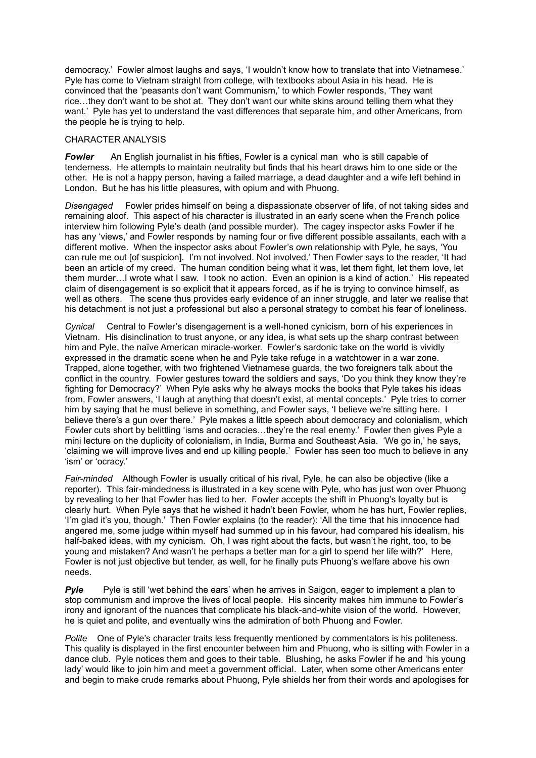democracy.' Fowler almost laughs and says, 'I wouldn't know how to translate that into Vietnamese.' Pyle has come to Vietnam straight from college, with textbooks about Asia in his head. He is convinced that the 'peasants don't want Communism,' to which Fowler responds, 'They want rice…they don't want to be shot at. They don't want our white skins around telling them what they want.' Pyle has yet to understand the vast differences that separate him, and other Americans, from the people he is trying to help.

CHARACTER ANALYSIS

***Fowler*** An English journalist in his fifties, Fowler is a cynical man who is still capable of tenderness. He attempts to maintain neutrality but finds that his heart draws him to one side or the other. He is not a happy person, having a failed marriage, a dead daughter and a wife left behind in London. But he has his little pleasures, with opium and with Phuong.

*Disengaged* Fowler prides himself on being a dispassionate observer of life, of not taking sides and remaining aloof. This aspect of his character is illustrated in an early scene when the French police interview him following Pyle's death (and possible murder). The cagey inspector asks Fowler if he has any 'views,' and Fowler responds by naming four or five different possible assailants, each with a different motive. When the inspector asks about Fowler's own relationship with Pyle, he says, 'You can rule me out [of suspicion]. I'm not involved. Not involved.' Then Fowler says to the reader, 'It had been an article of my creed. The human condition being what it was, let them fight, let them love, let them murder…I wrote what I saw. I took no action. Even an opinion is a kind of action.' His repeated claim of disengagement is so explicit that it appears forced, as if he is trying to convince himself, as well as others. The scene thus provides early evidence of an inner struggle, and later we realise that his detachment is not just a professional but also a personal strategy to combat his fear of loneliness.

*Cynical* Central to Fowler's disengagement is a well-honed cynicism, born of his experiences in Vietnam. His disinclination to trust anyone, or any idea, is what sets up the sharp contrast between him and Pyle, the naïve American miracle-worker. Fowler's sardonic take on the world is vividly expressed in the dramatic scene when he and Pyle take refuge in a watchtower in a war zone. Trapped, alone together, with two frightened Vietnamese guards, the two foreigners talk about the conflict in the country. Fowler gestures toward the soldiers and says, 'Do you think they know they're fighting for Democracy?' When Pyle asks why he always mocks the books that Pyle takes his ideas from, Fowler answers, 'I laugh at anything that doesn't exist, at mental concepts.' Pyle tries to corner him by saying that he must believe in something, and Fowler says, 'I believe we're sitting here. I believe there's a gun over there.' Pyle makes a little speech about democracy and colonialism, which Fowler cuts short by belittling 'isms and ocracies…they're the real enemy.' Fowler then gives Pyle a mini lecture on the duplicity of colonialism, in India, Burma and Southeast Asia. 'We go in,' he says, 'claiming we will improve lives and end up killing people.' Fowler has seen too much to believe in any 'ism' or 'ocracy.'

*Fair-minded* Although Fowler is usually critical of his rival, Pyle, he can also be objective (like a reporter). This fair-mindedness is illustrated in a key scene with Pyle, who has just won over Phuong by revealing to her that Fowler has lied to her. Fowler accepts the shift in Phuong's loyalty but is clearly hurt. When Pyle says that he wished it hadn't been Fowler, whom he has hurt, Fowler replies, 'I'm glad it's you, though.' Then Fowler explains (to the reader): 'All the time that his innocence had angered me, some judge within myself had summed up in his favour, had compared his idealism, his half-baked ideas, with my cynicism. Oh, I was right about the facts, but wasn't he right, too, to be young and mistaken? And wasn't he perhaps a better man for a girl to spend her life with?' Here, Fowler is not just objective but tender, as well, for he finally puts Phuong's welfare above his own needs.

***Pyle*** Pyle is still 'wet behind the ears' when he arrives in Saigon, eager to implement a plan to stop communism and improve the lives of local people. His sincerity makes him immune to Fowler's irony and ignorant of the nuances that complicate his black-and-white vision of the world. However, he is quiet and polite, and eventually wins the admiration of both Phuong and Fowler.

*Polite* One of Pyle's character traits less frequently mentioned by commentators is his politeness. This quality is displayed in the first encounter between him and Phuong, who is sitting with Fowler in a dance club. Pyle notices them and goes to their table. Blushing, he asks Fowler if he and 'his young lady' would like to join him and meet a government official. Later, when some other Americans enter and begin to make crude remarks about Phuong, Pyle shields her from their words and apologises for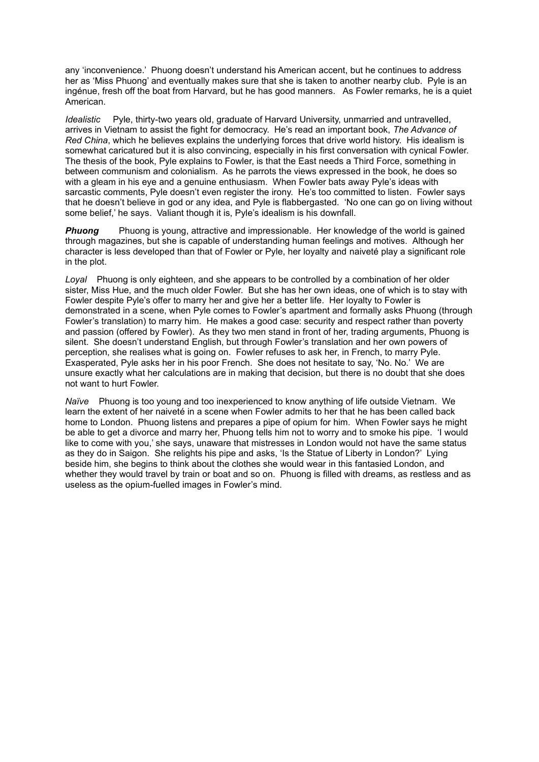any 'inconvenience.' Phuong doesn't understand his American accent, but he continues to address her as 'Miss Phuong' and eventually makes sure that she is taken to another nearby club. Pyle is an ingénue, fresh off the boat from Harvard, but he has good manners. As Fowler remarks, he is a quiet American.

*Idealistic* Pyle, thirty-two years old, graduate of Harvard University, unmarried and untravelled, arrives in Vietnam to assist the fight for democracy. He's read an important book, *The Advance of Red China*, which he believes explains the underlying forces that drive world history. His idealism is somewhat caricatured but it is also convincing, especially in his first conversation with cynical Fowler. The thesis of the book, Pyle explains to Fowler, is that the East needs a Third Force, something in between communism and colonialism. As he parrots the views expressed in the book, he does so with a gleam in his eye and a genuine enthusiasm. When Fowler bats away Pyle's ideas with sarcastic comments, Pyle doesn't even register the irony. He's too committed to listen. Fowler says that he doesn't believe in god or any idea, and Pyle is flabbergasted. 'No one can go on living without some belief,' he says. Valiant though it is, Pyle's idealism is his downfall.

***Phuong*** Phuong is young, attractive and impressionable. Her knowledge of the world is gained through magazines, but she is capable of understanding human feelings and motives. Although her character is less developed than that of Fowler or Pyle, her loyalty and naiveté play a significant role in the plot.

*Loyal* Phuong is only eighteen, and she appears to be controlled by a combination of her older sister, Miss Hue, and the much older Fowler. But she has her own ideas, one of which is to stay with Fowler despite Pyle's offer to marry her and give her a better life. Her loyalty to Fowler is demonstrated in a scene, when Pyle comes to Fowler's apartment and formally asks Phuong (through Fowler's translation) to marry him. He makes a good case: security and respect rather than poverty and passion (offered by Fowler). As they two men stand in front of her, trading arguments, Phuong is silent. She doesn't understand English, but through Fowler's translation and her own powers of perception, she realises what is going on. Fowler refuses to ask her, in French, to marry Pyle. Exasperated, Pyle asks her in his poor French. She does not hesitate to say, 'No. No.' We are unsure exactly what her calculations are in making that decision, but there is no doubt that she does not want to hurt Fowler.

*Naïve* Phuong is too young and too inexperienced to know anything of life outside Vietnam. We learn the extent of her naiveté in a scene when Fowler admits to her that he has been called back home to London. Phuong listens and prepares a pipe of opium for him. When Fowler says he might be able to get a divorce and marry her, Phuong tells him not to worry and to smoke his pipe. 'I would like to come with you,' she says, unaware that mistresses in London would not have the same status as they do in Saigon. She relights his pipe and asks, 'Is the Statue of Liberty in London?' Lying beside him, she begins to think about the clothes she would wear in this fantasied London, and whether they would travel by train or boat and so on. Phuong is filled with dreams, as restless and as useless as the opium-fuelled images in Fowler's mind.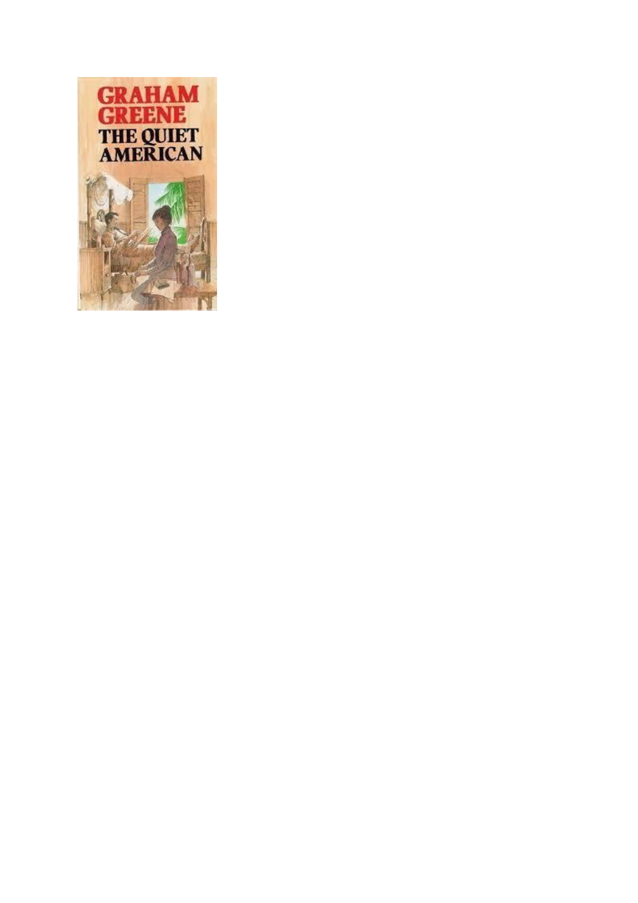GRAHAM GREENE

THE QUIET AMERICAN